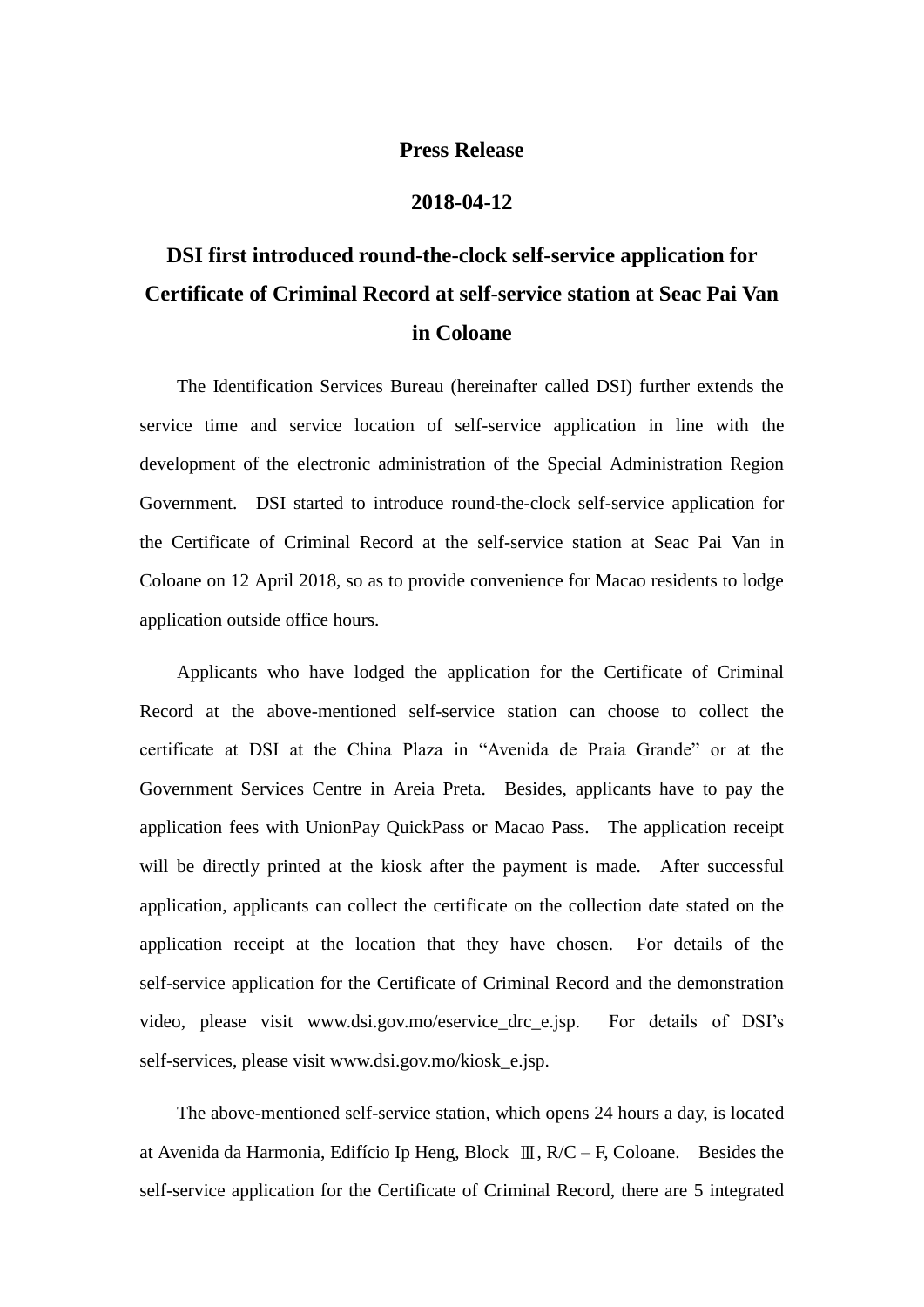**Press Release**

**2018-04-12**

# DSI first introduced round-the-clock self-service application for Certificate of Criminal Record at self-service station at Seac Pai Van in Coloane

The Identification Services Bureau (hereinafter called DSI) further extends the service time and service location of self-service application in line with the development of the electronic administration of the Special Administration Region Government. DSI started to introduce round-the-clock self-service application for the Certificate of Criminal Record at the self-service station at Seac Pai Van in Coloane on 12 April 2018, so as to provide convenience for Macao residents to lodge application outside office hours.

Applicants who have lodged the application for the Certificate of Criminal Record at the above-mentioned self-service station can choose to collect the certificate at DSI at the China Plaza in "Avenida de Praia Grande" or at the Government Services Centre in Areia Preta. Besides, applicants have to pay the application fees with UnionPay QuickPass or Macao Pass. The application receipt will be directly printed at the kiosk after the payment is made. After successful application, applicants can collect the certificate on the collection date stated on the application receipt at the location that they have chosen. For details of the self-service application for the Certificate of Criminal Record and the demonstration video, please visit www.dsi.gov.mo/eservice_drc_e.jsp. For details of DSI's self-services, please visit www.dsi.gov.mo/kiosk_e.jsp.

The above-mentioned self-service station, which opens 24 hours a day, is located at Avenida da Harmonia, Edifício Ip Heng, Block Ⅲ, R/C – F, Coloane. Besides the self-service application for the Certificate of Criminal Record, there are 5 integrated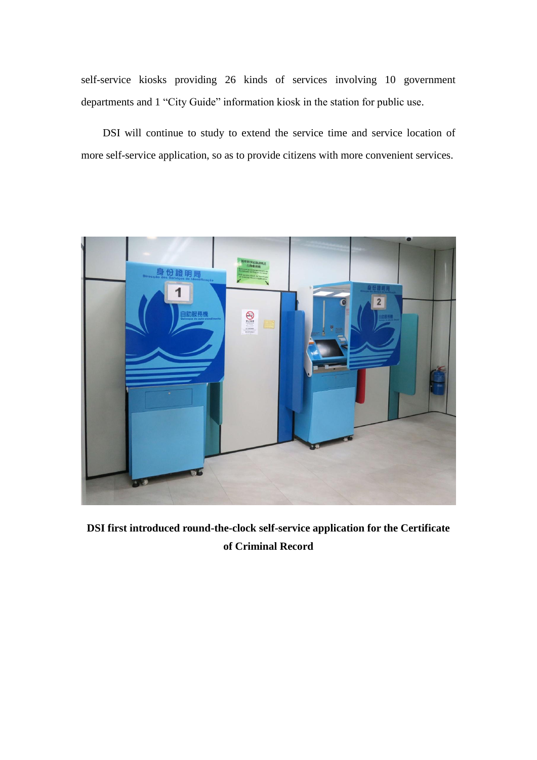self-service kiosks providing 26 kinds of services involving 10 government departments and 1 “City Guide” information kiosk in the station for public use.

DSI will continue to study to extend the service time and service location of more self-service application, so as to provide citizens with more convenient services.

**DSI first introduced round-the-clock self-service application for the Certificate of Criminal Record**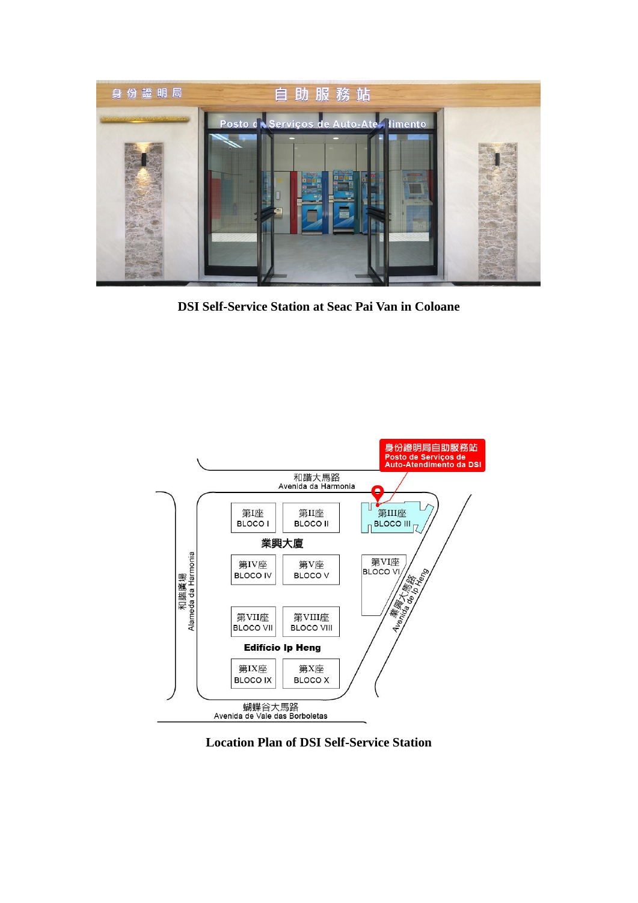**DSI Self-Service Station at Seac Pai Van in Coloane**

身份證明局自助服務站
Posto de Serviços de Auto-Atendimento da DSI

和諧大馬路
Avenida da Harmonia

第I座 BLOCO I
第II座 BLOCO II
第III座 BLOCO III

業興大廈

第IV座 BLOCO IV
第V座 BLOCO V
第VI座 BLOCO VI

和諧廣場
Alameda da Harmonia

業興大馬路
Avenida de Ip Heng

第VII座 BLOCO VII
第VIII座 BLOCO VIII

Edifício Ip Heng

第IX座 BLOCO IX
第X座 BLOCO X

蝴蝶谷大馬路
Avenida de Vale das Borboletas

**Location Plan of DSI Self-Service Station**